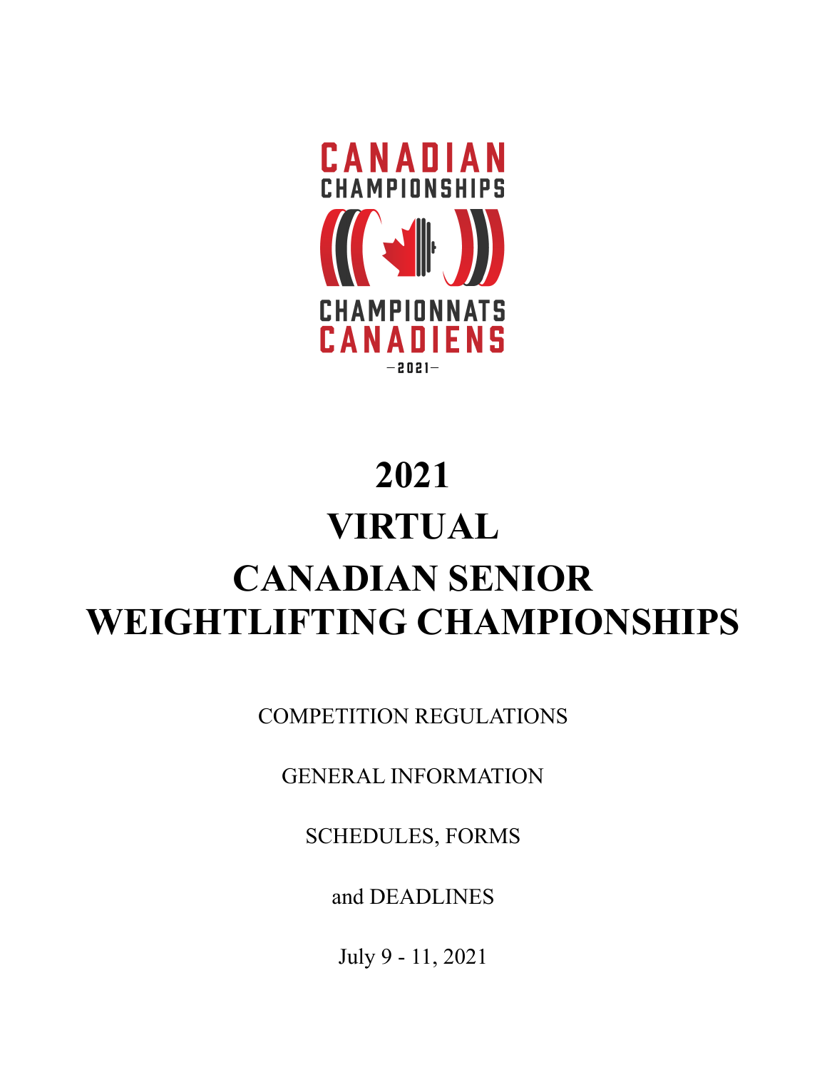CANADIAN CHAMPIONSHIPS

CHAMPIONNATS CANADIENS

–2021–

# 2021 VIRTUAL CANADIAN SENIOR WEIGHTLIFTING CHAMPIONSHIPS

COMPETITION REGULATIONS

GENERAL INFORMATION

SCHEDULES, FORMS

and DEADLINES

July 9 - 11, 2021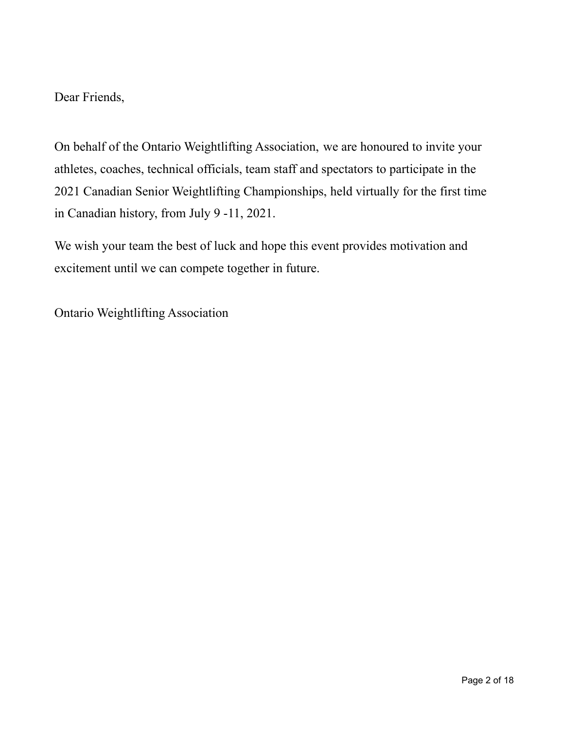Dear Friends,

On behalf of the Ontario Weightlifting Association, we are honoured to invite your athletes, coaches, technical officials, team staff and spectators to participate in the 2021 Canadian Senior Weightlifting Championships, held virtually for the first time in Canadian history, from July 9 -11, 2021.

We wish your team the best of luck and hope this event provides motivation and excitement until we can compete together in future.

Ontario Weightlifting Association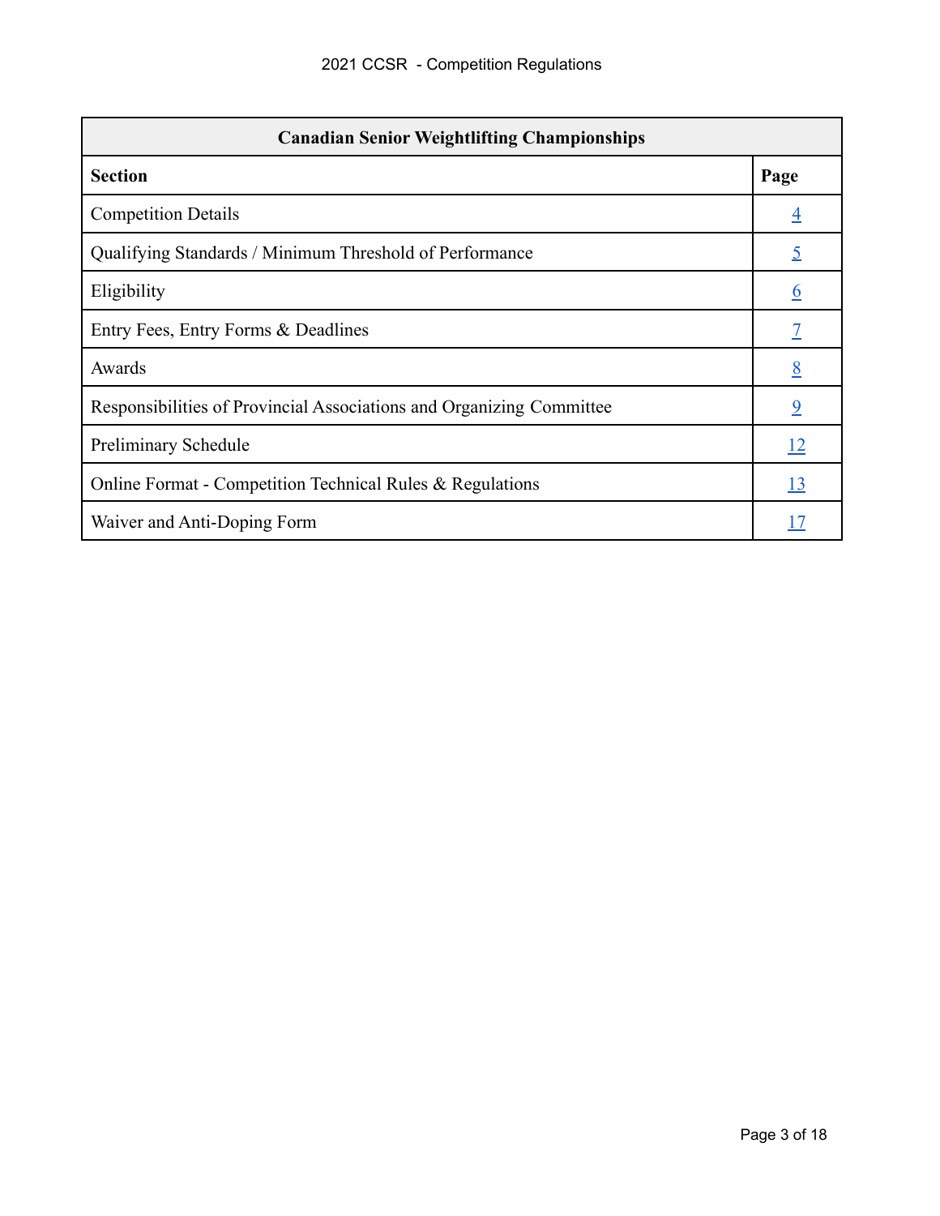| Canadian Senior Weightlifting Championships | |
|---|---|
| **Section** | **Page** |
| Competition Details | 4 |
| Qualifying Standards / Minimum Threshold of Performance | 5 |
| Eligibility | 6 |
| Entry Fees, Entry Forms & Deadlines | 7 |
| Awards | 8 |
| Responsibilities of Provincial Associations and Organizing Committee | 9 |
| Preliminary Schedule | 12 |
| Online Format - Competition Technical Rules & Regulations | 13 |
| Waiver and Anti-Doping Form | 17 |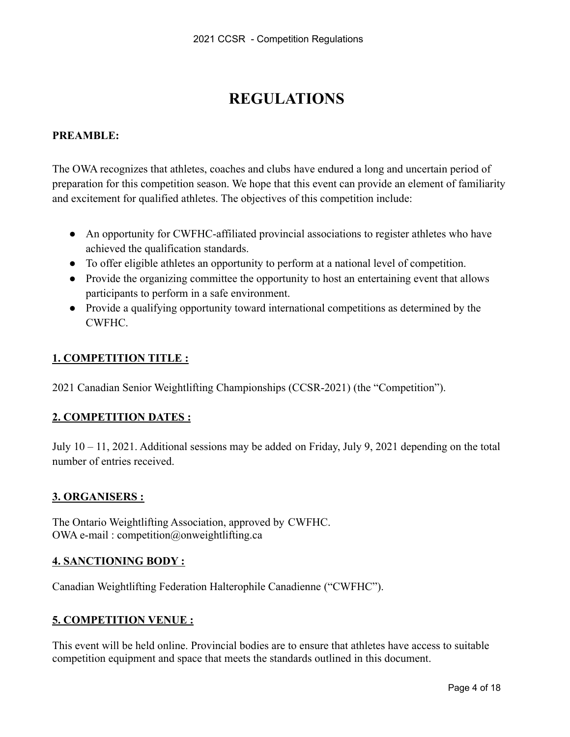# REGULATIONS

**PREAMBLE:**

The OWA recognizes that athletes, coaches and clubs have endured a long and uncertain period of preparation for this competition season. We hope that this event can provide an element of familiarity and excitement for qualified athletes. The objectives of this competition include:

- An opportunity for CWFHC-affiliated provincial associations to register athletes who have achieved the qualification standards.
- To offer eligible athletes an opportunity to perform at a national level of competition.
- Provide the organizing committee the opportunity to host an entertaining event that allows participants to perform in a safe environment.
- Provide a qualifying opportunity toward international competitions as determined by the CWFHC.

## 1. COMPETITION TITLE :

2021 Canadian Senior Weightlifting Championships (CCSR-2021) (the "Competition").

## 2. COMPETITION DATES :

July 10 – 11, 2021. Additional sessions may be added on Friday, July 9, 2021 depending on the total number of entries received.

## 3. ORGANISERS :

The Ontario Weightlifting Association, approved by CWFHC.
OWA e-mail : competition@onweightlifting.ca

## 4. SANCTIONING BODY :

Canadian Weightlifting Federation Halterophile Canadienne ("CWFHC").

## 5. COMPETITION VENUE :

This event will be held online. Provincial bodies are to ensure that athletes have access to suitable competition equipment and space that meets the standards outlined in this document.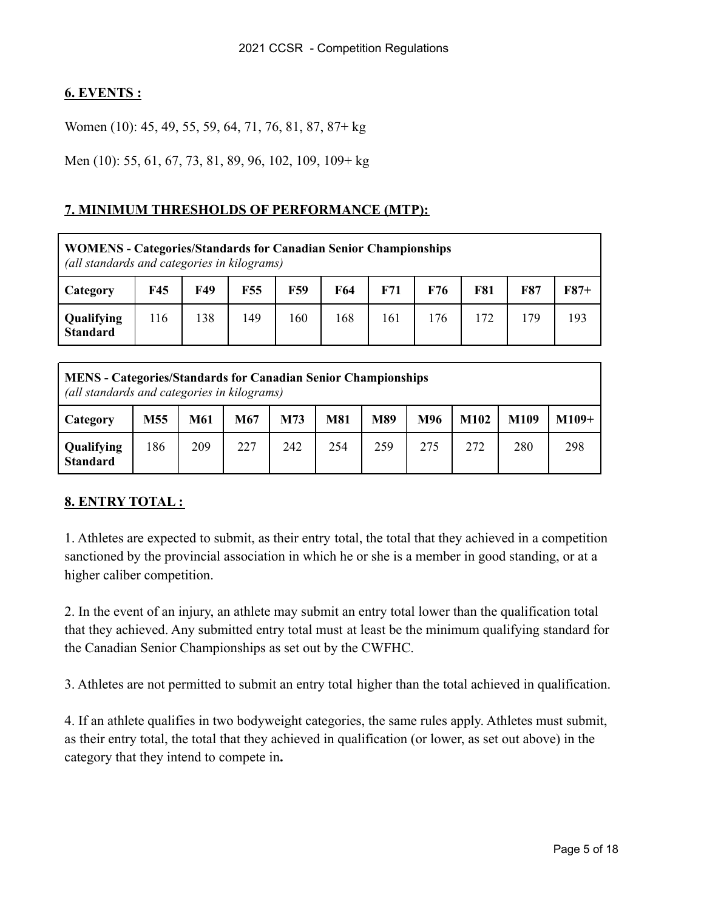## 6. EVENTS :

Women (10): 45, 49, 55, 59, 64, 71, 76, 81, 87, 87+ kg

Men (10): 55, 61, 67, 73, 81, 89, 96, 102, 109, 109+ kg

## 7. MINIMUM THRESHOLDS OF PERFORMANCE (MTP):

| **WOMENS - Categories/Standards for Canadian Senior Championships** *(all standards and categories in kilograms)* | | | | | | | | | | |
|---|---|---|---|---|---|---|---|---|---|---|
| **Category** | **F45** | **F49** | **F55** | **F59** | **F64** | **F71** | **F76** | **F81** | **F87** | **F87+** |
| **Qualifying Standard** | 116 | 138 | 149 | 160 | 168 | 161 | 176 | 172 | 179 | 193 |

| **MENS - Categories/Standards for Canadian Senior Championships** *(all standards and categories in kilograms)* | | | | | | | | | | |
|---|---|---|---|---|---|---|---|---|---|---|
| **Category** | **M55** | **M61** | **M67** | **M73** | **M81** | **M89** | **M96** | **M102** | **M109** | **M109+** |
| **Qualifying Standard** | 186 | 209 | 227 | 242 | 254 | 259 | 275 | 272 | 280 | 298 |

## 8. ENTRY TOTAL :

1. Athletes are expected to submit, as their entry total, the total that they achieved in a competition sanctioned by the provincial association in which he or she is a member in good standing, or at a higher caliber competition.

2. In the event of an injury, an athlete may submit an entry total lower than the qualification total that they achieved. Any submitted entry total must at least be the minimum qualifying standard for the Canadian Senior Championships as set out by the CWFHC.

3. Athletes are not permitted to submit an entry total higher than the total achieved in qualification.

4. If an athlete qualifies in two bodyweight categories, the same rules apply. Athletes must submit, as their entry total, the total that they achieved in qualification (or lower, as set out above) in the category that they intend to compete in**.**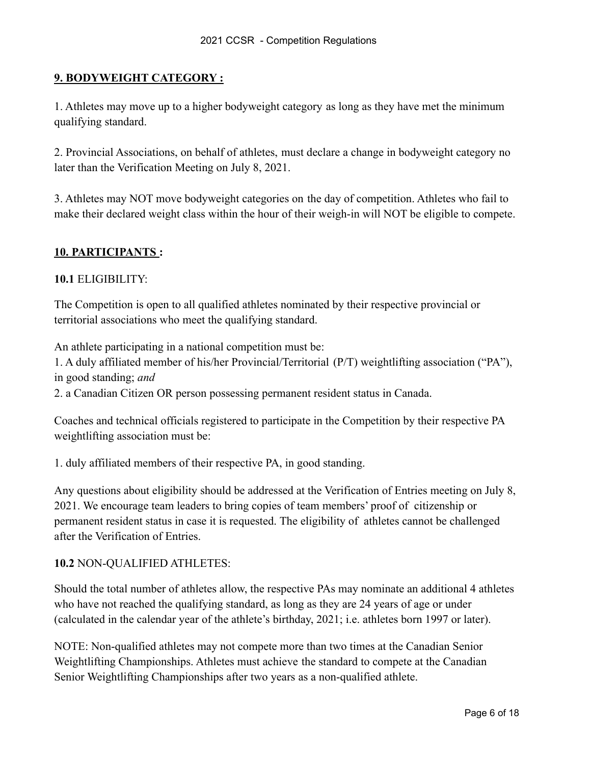## **9. BODYWEIGHT CATEGORY :**

1. Athletes may move up to a higher bodyweight category as long as they have met the minimum qualifying standard.

2. Provincial Associations, on behalf of athletes, must declare a change in bodyweight category no later than the Verification Meeting on July 8, 2021.

3. Athletes may NOT move bodyweight categories on the day of competition. Athletes who fail to make their declared weight class within the hour of their weigh-in will NOT be eligible to compete.

## **10. PARTICIPANTS :**

**10.1** ELIGIBILITY:

The Competition is open to all qualified athletes nominated by their respective provincial or territorial associations who meet the qualifying standard.

An athlete participating in a national competition must be:

1. A duly affiliated member of his/her Provincial/Territorial (P/T) weightlifting association ("PA"), in good standing; *and*
2. a Canadian Citizen OR person possessing permanent resident status in Canada.

Coaches and technical officials registered to participate in the Competition by their respective PA weightlifting association must be:

1. duly affiliated members of their respective PA, in good standing.

Any questions about eligibility should be addressed at the Verification of Entries meeting on July 8, 2021. We encourage team leaders to bring copies of team members' proof of citizenship or permanent resident status in case it is requested. The eligibility of athletes cannot be challenged after the Verification of Entries.

**10.2** NON-QUALIFIED ATHLETES:

Should the total number of athletes allow, the respective PAs may nominate an additional 4 athletes who have not reached the qualifying standard, as long as they are 24 years of age or under (calculated in the calendar year of the athlete's birthday, 2021; i.e. athletes born 1997 or later).

NOTE: Non-qualified athletes may not compete more than two times at the Canadian Senior Weightlifting Championships. Athletes must achieve the standard to compete at the Canadian Senior Weightlifting Championships after two years as a non-qualified athlete.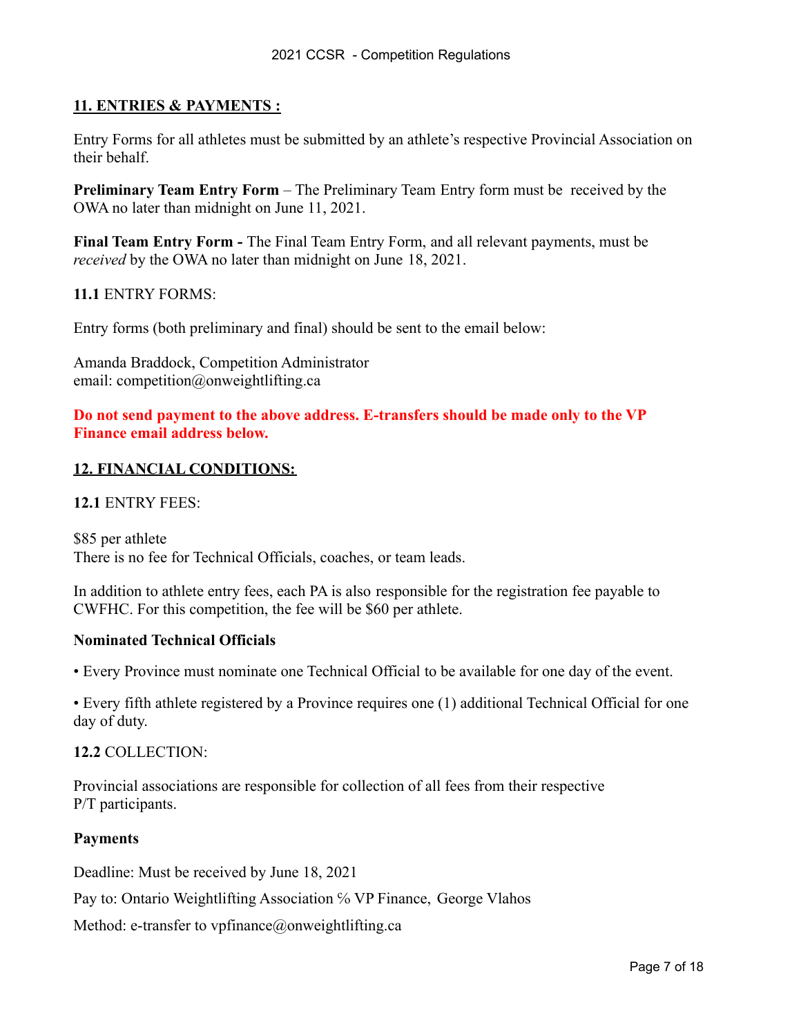## 11. ENTRIES & PAYMENTS :

Entry Forms for all athletes must be submitted by an athlete's respective Provincial Association on their behalf.

**Preliminary Team Entry Form** – The Preliminary Team Entry form must be received by the OWA no later than midnight on June 11, 2021.

**Final Team Entry Form -** The Final Team Entry Form, and all relevant payments, must be *received* by the OWA no later than midnight on June 18, 2021.

**11.1** ENTRY FORMS:

Entry forms (both preliminary and final) should be sent to the email below:

Amanda Braddock, Competition Administrator
email: competition@onweightlifting.ca

**Do not send payment to the above address. E-transfers should be made only to the VP Finance email address below.**

## 12. FINANCIAL CONDITIONS:

**12.1** ENTRY FEES:

$85 per athlete
There is no fee for Technical Officials, coaches, or team leads.

In addition to athlete entry fees, each PA is also responsible for the registration fee payable to CWFHC. For this competition, the fee will be $60 per athlete.

**Nominated Technical Officials**

- Every Province must nominate one Technical Official to be available for one day of the event.

- Every fifth athlete registered by a Province requires one (1) additional Technical Official for one day of duty.

**12.2** COLLECTION:

Provincial associations are responsible for collection of all fees from their respective P/T participants.

**Payments**

Deadline: Must be received by June 18, 2021

Pay to: Ontario Weightlifting Association ℅ VP Finance, George Vlahos

Method: e-transfer to vpfinance@onweightlifting.ca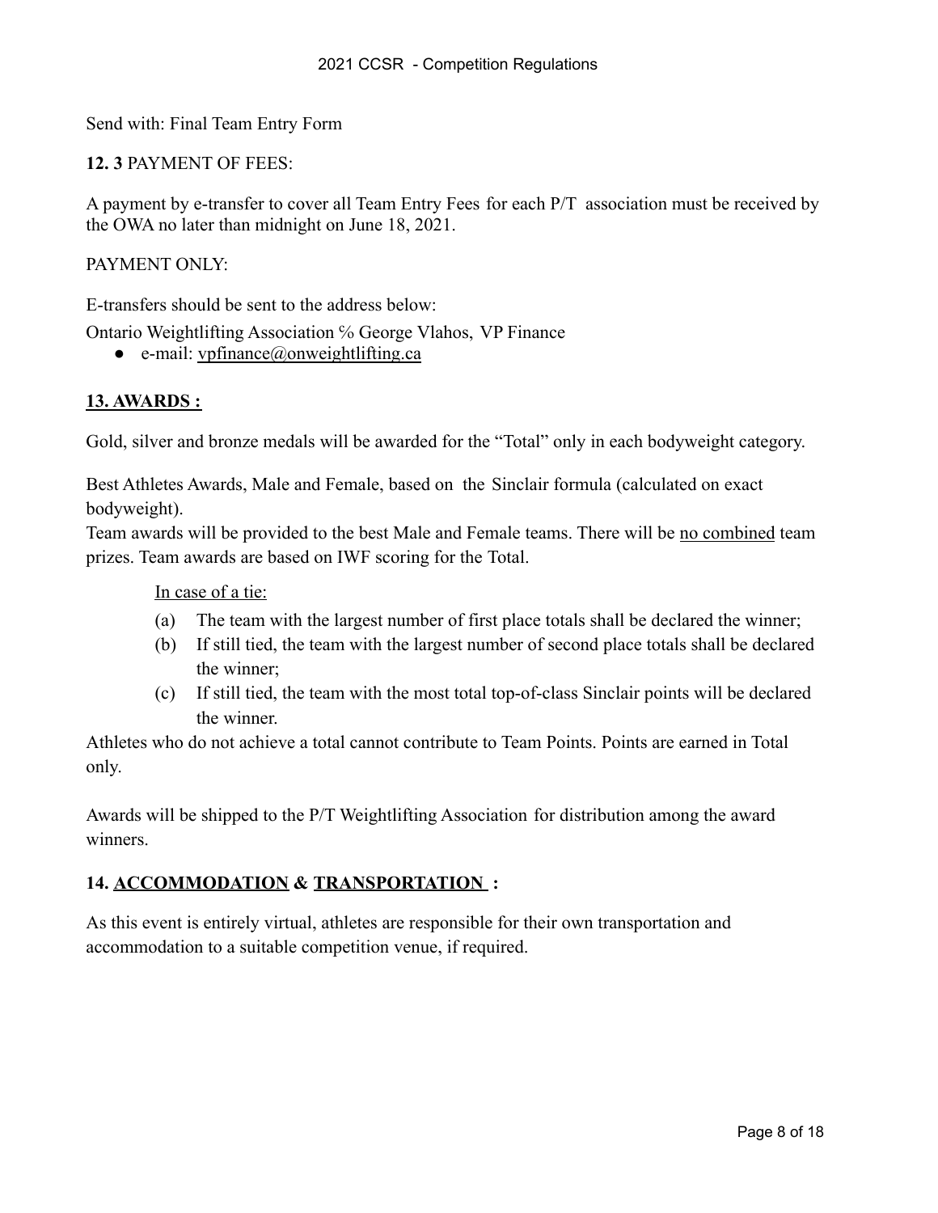Send with: Final Team Entry Form

**12. 3** PAYMENT OF FEES:

A payment by e-transfer to cover all Team Entry Fees for each P/T association must be received by the OWA no later than midnight on June 18, 2021.

PAYMENT ONLY:

E-transfers should be sent to the address below:

Ontario Weightlifting Association ℅ George Vlahos, VP Finance

- e-mail: vpfinance@onweightlifting.ca

## 13. AWARDS :

Gold, silver and bronze medals will be awarded for the “Total” only in each bodyweight category.

Best Athletes Awards, Male and Female, based on the Sinclair formula (calculated on exact bodyweight).

Team awards will be provided to the best Male and Female teams. There will be no combined team prizes. Team awards are based on IWF scoring for the Total.

In case of a tie:

(a) The team with the largest number of first place totals shall be declared the winner;

(b) If still tied, the team with the largest number of second place totals shall be declared the winner;

(c) If still tied, the team with the most total top-of-class Sinclair points will be declared the winner.

Athletes who do not achieve a total cannot contribute to Team Points. Points are earned in Total only.

Awards will be shipped to the P/T Weightlifting Association for distribution among the award winners.

## 14. ACCOMMODATION & TRANSPORTATION :

As this event is entirely virtual, athletes are responsible for their own transportation and accommodation to a suitable competition venue, if required.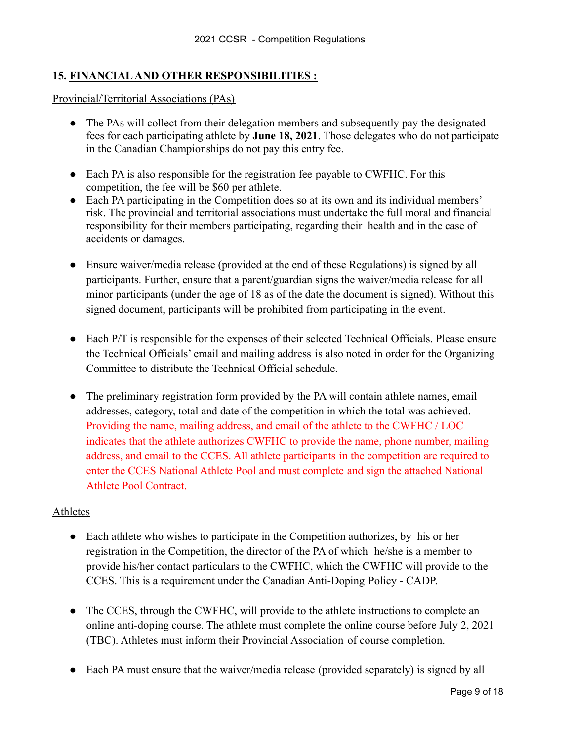## 15. FINANCIAL AND OTHER RESPONSIBILITIES :

Provincial/Territorial Associations (PAs)

- The PAs will collect from their delegation members and subsequently pay the designated fees for each participating athlete by **June 18, 2021**. Those delegates who do not participate in the Canadian Championships do not pay this entry fee.

- Each PA is also responsible for the registration fee payable to CWFHC. For this competition, the fee will be $60 per athlete.
- Each PA participating in the Competition does so at its own and its individual members' risk. The provincial and territorial associations must undertake the full moral and financial responsibility for their members participating, regarding their health and in the case of accidents or damages.

- Ensure waiver/media release (provided at the end of these Regulations) is signed by all participants. Further, ensure that a parent/guardian signs the waiver/media release for all minor participants (under the age of 18 as of the date the document is signed). Without this signed document, participants will be prohibited from participating in the event.

- Each P/T is responsible for the expenses of their selected Technical Officials. Please ensure the Technical Officials' email and mailing address is also noted in order for the Organizing Committee to distribute the Technical Official schedule.

- The preliminary registration form provided by the PA will contain athlete names, email addresses, category, total and date of the competition in which the total was achieved. Providing the name, mailing address, and email of the athlete to the CWFHC / LOC indicates that the athlete authorizes CWFHC to provide the name, phone number, mailing address, and email to the CCES. All athlete participants in the competition are required to enter the CCES National Athlete Pool and must complete and sign the attached National Athlete Pool Contract.

Athletes

- Each athlete who wishes to participate in the Competition authorizes, by his or her registration in the Competition, the director of the PA of which he/she is a member to provide his/her contact particulars to the CWFHC, which the CWFHC will provide to the CCES. This is a requirement under the Canadian Anti-Doping Policy - CADP.

- The CCES, through the CWFHC, will provide to the athlete instructions to complete an online anti-doping course. The athlete must complete the online course before July 2, 2021 (TBC). Athletes must inform their Provincial Association of course completion.

- Each PA must ensure that the waiver/media release (provided separately) is signed by all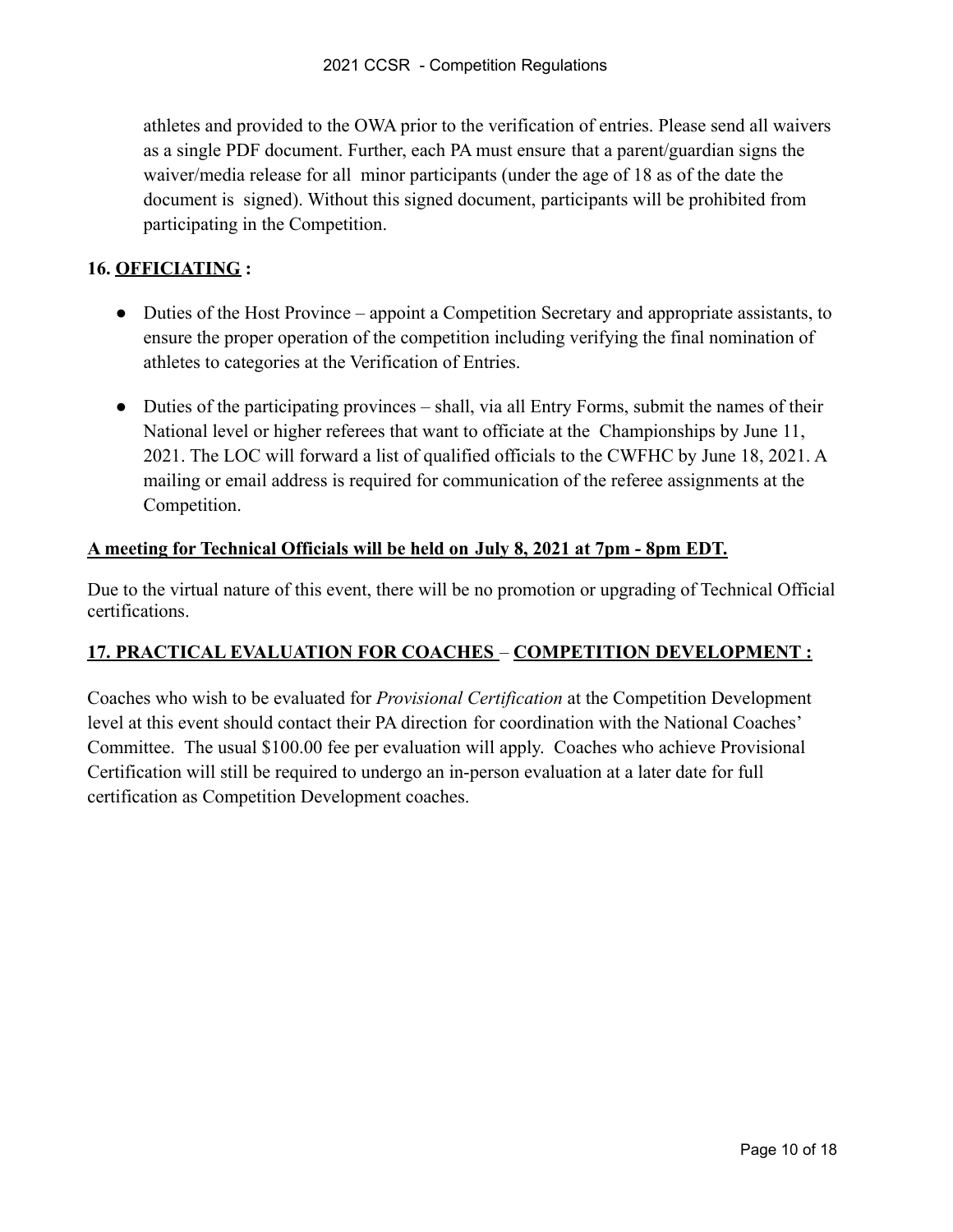athletes and provided to the OWA prior to the verification of entries. Please send all waivers as a single PDF document. Further, each PA must ensure that a parent/guardian signs the waiver/media release for all minor participants (under the age of 18 as of the date the document is signed). Without this signed document, participants will be prohibited from participating in the Competition.

**16. <u>OFFICIATING</u> :**

- Duties of the Host Province – appoint a Competition Secretary and appropriate assistants, to ensure the proper operation of the competition including verifying the final nomination of athletes to categories at the Verification of Entries.

- Duties of the participating provinces – shall, via all Entry Forms, submit the names of their National level or higher referees that want to officiate at the Championships by June 11, 2021. The LOC will forward a list of qualified officials to the CWFHC by June 18, 2021. A mailing or email address is required for communication of the referee assignments at the Competition.

**<u>A meeting for Technical Officials will be held on July 8, 2021 at 7pm - 8pm EDT.</u>**

Due to the virtual nature of this event, there will be no promotion or upgrading of Technical Official certifications.

**<u>17. PRACTICAL EVALUATION FOR COACHES</u> – <u>COMPETITION DEVELOPMENT :</u>**

Coaches who wish to be evaluated for *Provisional Certification* at the Competition Development level at this event should contact their PA direction for coordination with the National Coaches' Committee. The usual $100.00 fee per evaluation will apply. Coaches who achieve Provisional Certification will still be required to undergo an in-person evaluation at a later date for full certification as Competition Development coaches.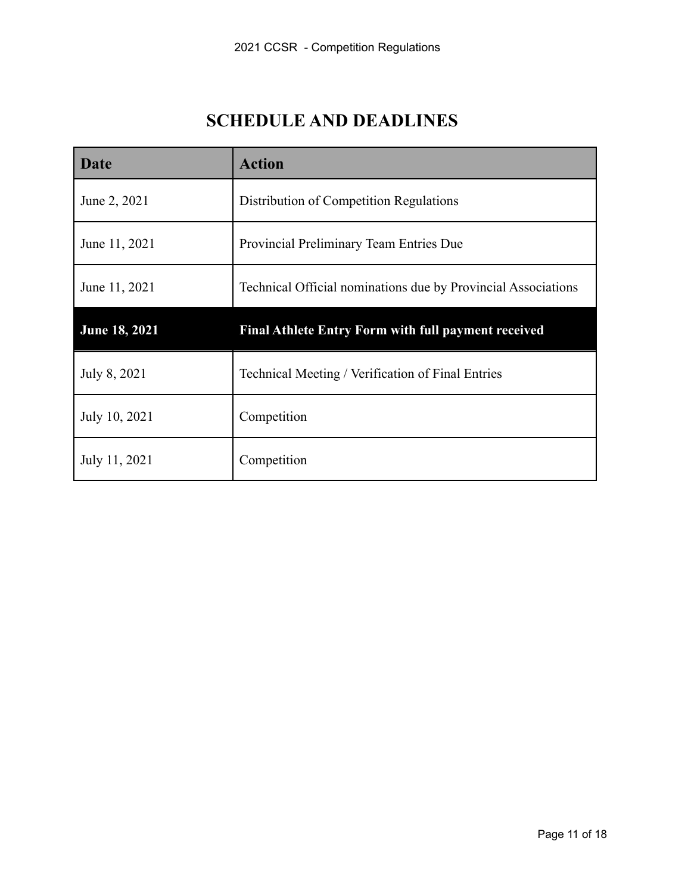# SCHEDULE AND DEADLINES

| Date | Action |
|---|---|
| June 2, 2021 | Distribution of Competition Regulations |
| June 11, 2021 | Provincial Preliminary Team Entries Due |
| June 11, 2021 | Technical Official nominations due by Provincial Associations |
| **June 18, 2021** | **Final Athlete Entry Form with full payment received** |
| July 8, 2021 | Technical Meeting / Verification of Final Entries |
| July 10, 2021 | Competition |
| July 11, 2021 | Competition |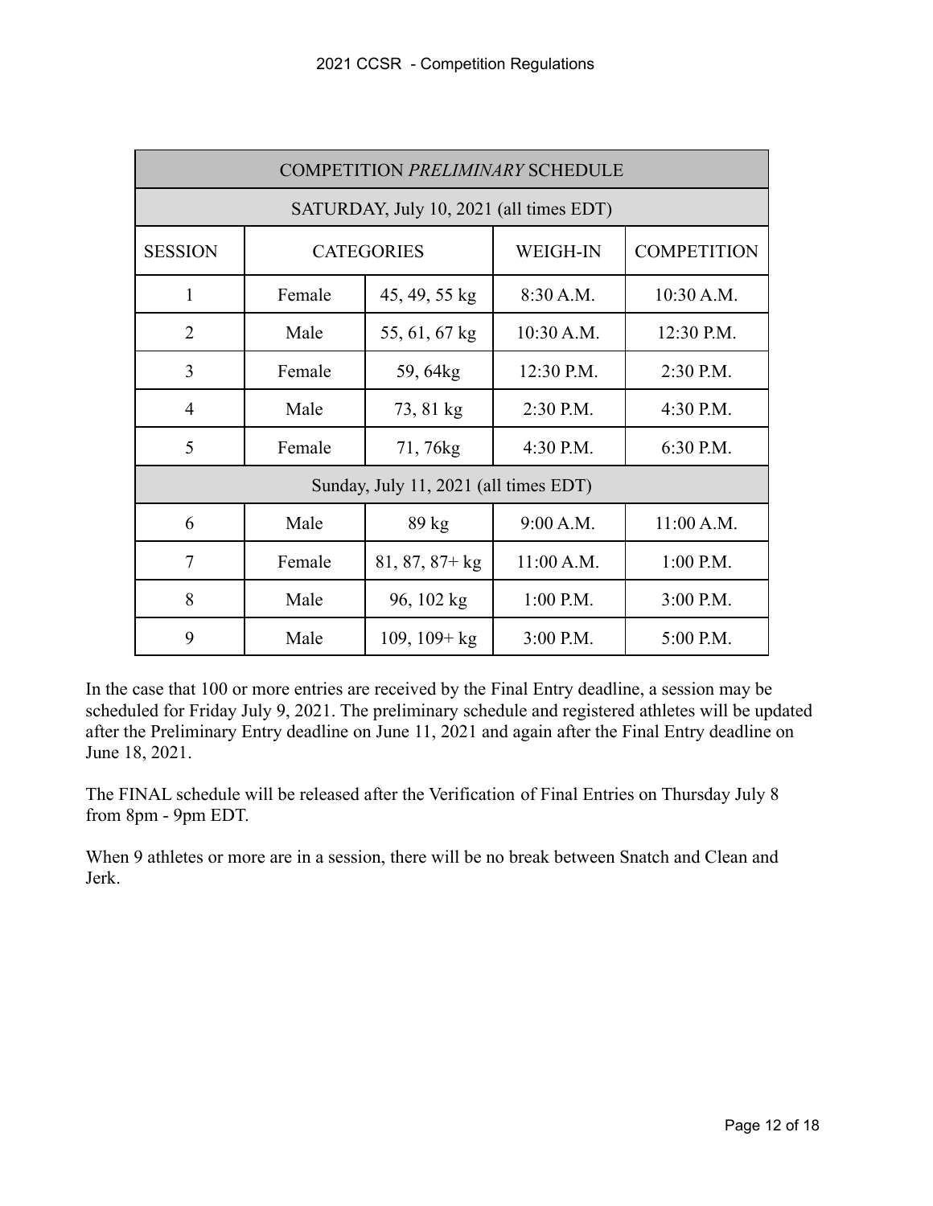| COMPETITION *PRELIMINARY* SCHEDULE | | | | |
|---|---|---|---|---|
| SATURDAY, July 10, 2021 (all times EDT) | | | | |
| SESSION | CATEGORIES | | WEIGH-IN | COMPETITION |
| 1 | Female | 45, 49, 55 kg | 8:30 A.M. | 10:30 A.M. |
| 2 | Male | 55, 61, 67 kg | 10:30 A.M. | 12:30 P.M. |
| 3 | Female | 59, 64kg | 12:30 P.M. | 2:30 P.M. |
| 4 | Male | 73, 81 kg | 2:30 P.M. | 4:30 P.M. |
| 5 | Female | 71, 76kg | 4:30 P.M. | 6:30 P.M. |
| Sunday, July 11, 2021 (all times EDT) | | | | |
| 6 | Male | 89 kg | 9:00 A.M. | 11:00 A.M. |
| 7 | Female | 81, 87, 87+ kg | 11:00 A.M. | 1:00 P.M. |
| 8 | Male | 96, 102 kg | 1:00 P.M. | 3:00 P.M. |
| 9 | Male | 109, 109+ kg | 3:00 P.M. | 5:00 P.M. |

In the case that 100 or more entries are received by the Final Entry deadline, a session may be scheduled for Friday July 9, 2021. The preliminary schedule and registered athletes will be updated after the Preliminary Entry deadline on June 11, 2021 and again after the Final Entry deadline on June 18, 2021.

The FINAL schedule will be released after the Verification of Final Entries on Thursday July 8 from 8pm - 9pm EDT.

When 9 athletes or more are in a session, there will be no break between Snatch and Clean and Jerk.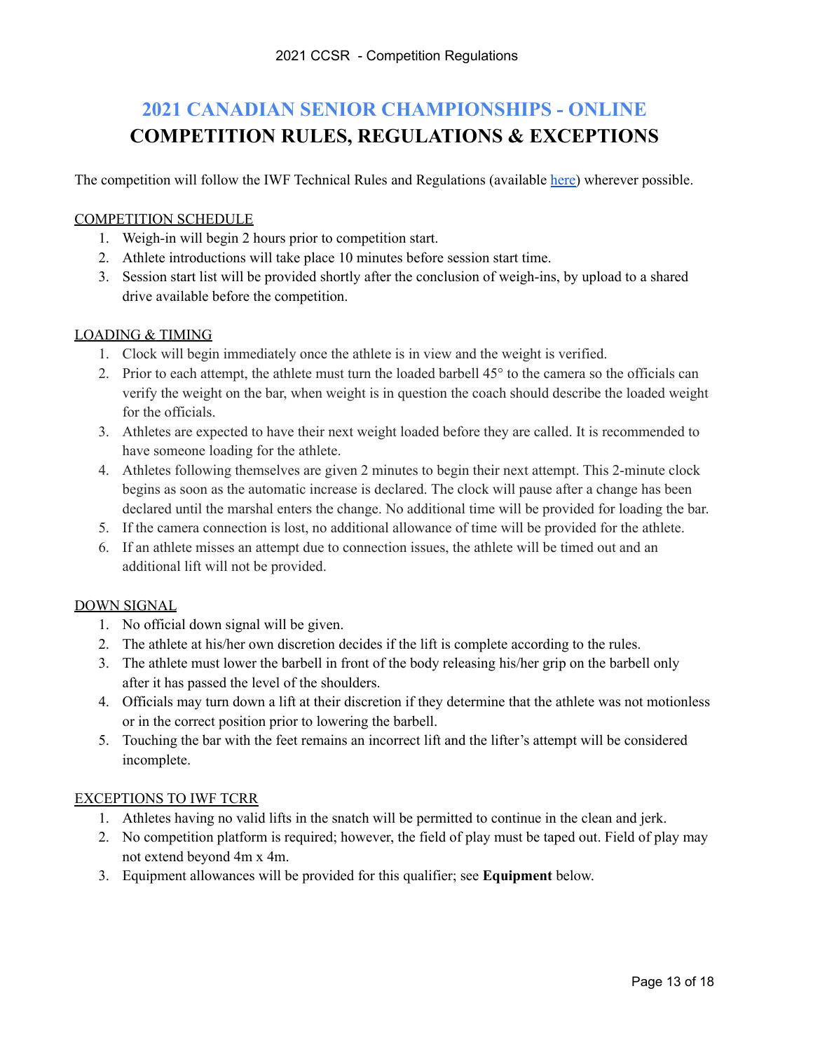# 2021 CANADIAN SENIOR CHAMPIONSHIPS - ONLINE
# COMPETITION RULES, REGULATIONS & EXCEPTIONS

The competition will follow the IWF Technical Rules and Regulations (available here) wherever possible.

## COMPETITION SCHEDULE

1. Weigh-in will begin 2 hours prior to competition start.
2. Athlete introductions will take place 10 minutes before session start time.
3. Session start list will be provided shortly after the conclusion of weigh-ins, by upload to a shared drive available before the competition.

## LOADING & TIMING

1. Clock will begin immediately once the athlete is in view and the weight is verified.
2. Prior to each attempt, the athlete must turn the loaded barbell 45° to the camera so the officials can verify the weight on the bar, when weight is in question the coach should describe the loaded weight for the officials.
3. Athletes are expected to have their next weight loaded before they are called. It is recommended to have someone loading for the athlete.
4. Athletes following themselves are given 2 minutes to begin their next attempt. This 2-minute clock begins as soon as the automatic increase is declared. The clock will pause after a change has been declared until the marshal enters the change. No additional time will be provided for loading the bar.
5. If the camera connection is lost, no additional allowance of time will be provided for the athlete.
6. If an athlete misses an attempt due to connection issues, the athlete will be timed out and an additional lift will not be provided.

## DOWN SIGNAL

1. No official down signal will be given.
2. The athlete at his/her own discretion decides if the lift is complete according to the rules.
3. The athlete must lower the barbell in front of the body releasing his/her grip on the barbell only after it has passed the level of the shoulders.
4. Officials may turn down a lift at their discretion if they determine that the athlete was not motionless or in the correct position prior to lowering the barbell.
5. Touching the bar with the feet remains an incorrect lift and the lifter's attempt will be considered incomplete.

## EXCEPTIONS TO IWF TCRR

1. Athletes having no valid lifts in the snatch will be permitted to continue in the clean and jerk.
2. No competition platform is required; however, the field of play must be taped out. Field of play may not extend beyond 4m x 4m.
3. Equipment allowances will be provided for this qualifier; see **Equipment** below.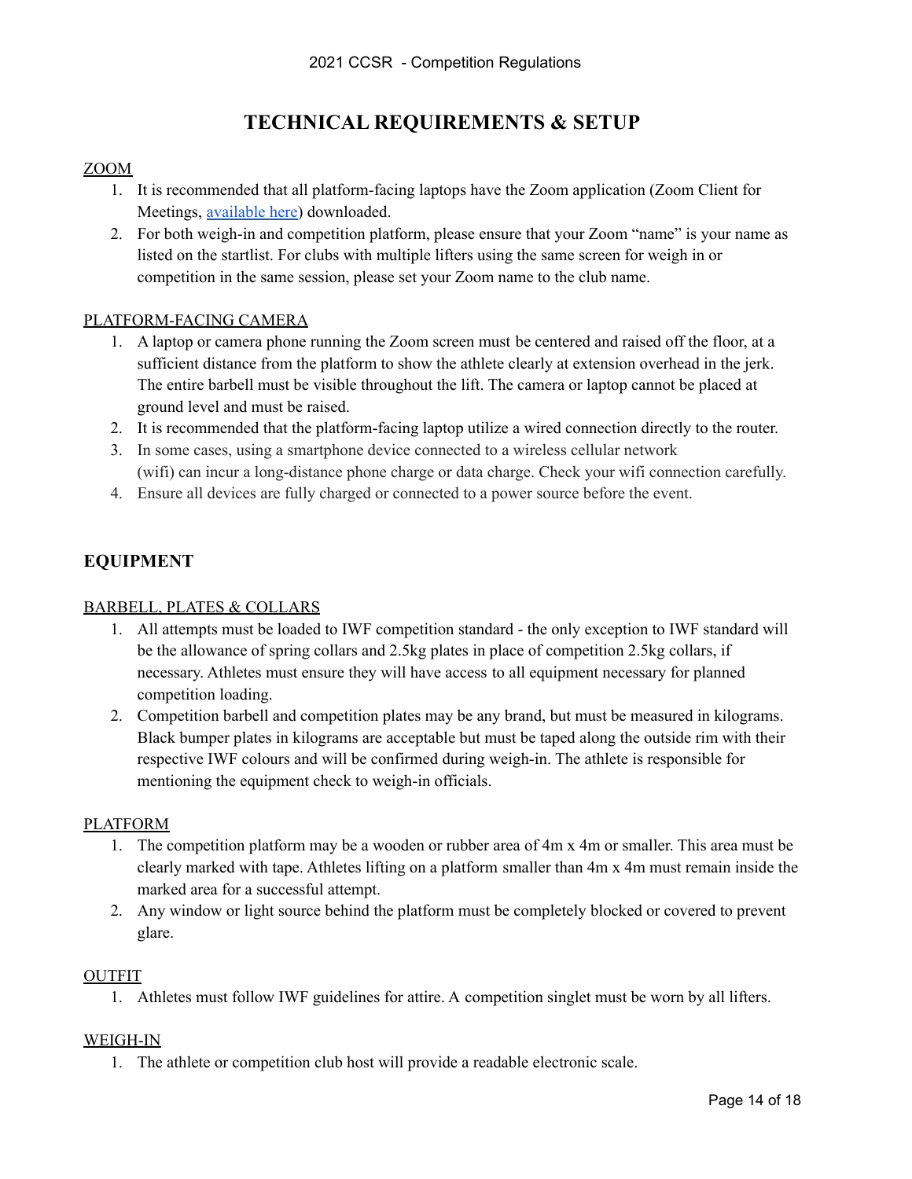# TECHNICAL REQUIREMENTS & SETUP

<u>ZOOM</u>

1. It is recommended that all platform-facing laptops have the Zoom application (Zoom Client for Meetings, [available here](#)) downloaded.
2. For both weigh-in and competition platform, please ensure that your Zoom "name" is your name as listed on the startlist. For clubs with multiple lifters using the same screen for weigh in or competition in the same session, please set your Zoom name to the club name.

<u>PLATFORM-FACING CAMERA</u>

1. A laptop or camera phone running the Zoom screen must be centered and raised off the floor, at a sufficient distance from the platform to show the athlete clearly at extension overhead in the jerk. The entire barbell must be visible throughout the lift. The camera or laptop cannot be placed at ground level and must be raised.
2. It is recommended that the platform-facing laptop utilize a wired connection directly to the router.
3. In some cases, using a smartphone device connected to a wireless cellular network (wifi) can incur a long-distance phone charge or data charge. Check your wifi connection carefully.
4. Ensure all devices are fully charged or connected to a power source before the event.

## EQUIPMENT

<u>BARBELL, PLATES & COLLARS</u>

1. All attempts must be loaded to IWF competition standard - the only exception to IWF standard will be the allowance of spring collars and 2.5kg plates in place of competition 2.5kg collars, if necessary. Athletes must ensure they will have access to all equipment necessary for planned competition loading.
2. Competition barbell and competition plates may be any brand, but must be measured in kilograms. Black bumper plates in kilograms are acceptable but must be taped along the outside rim with their respective IWF colours and will be confirmed during weigh-in. The athlete is responsible for mentioning the equipment check to weigh-in officials.

<u>PLATFORM</u>

1. The competition platform may be a wooden or rubber area of 4m x 4m or smaller. This area must be clearly marked with tape. Athletes lifting on a platform smaller than 4m x 4m must remain inside the marked area for a successful attempt.
2. Any window or light source behind the platform must be completely blocked or covered to prevent glare.

<u>OUTFIT</u>

1. Athletes must follow IWF guidelines for attire. A competition singlet must be worn by all lifters.

<u>WEIGH-IN</u>

1. The athlete or competition club host will provide a readable electronic scale.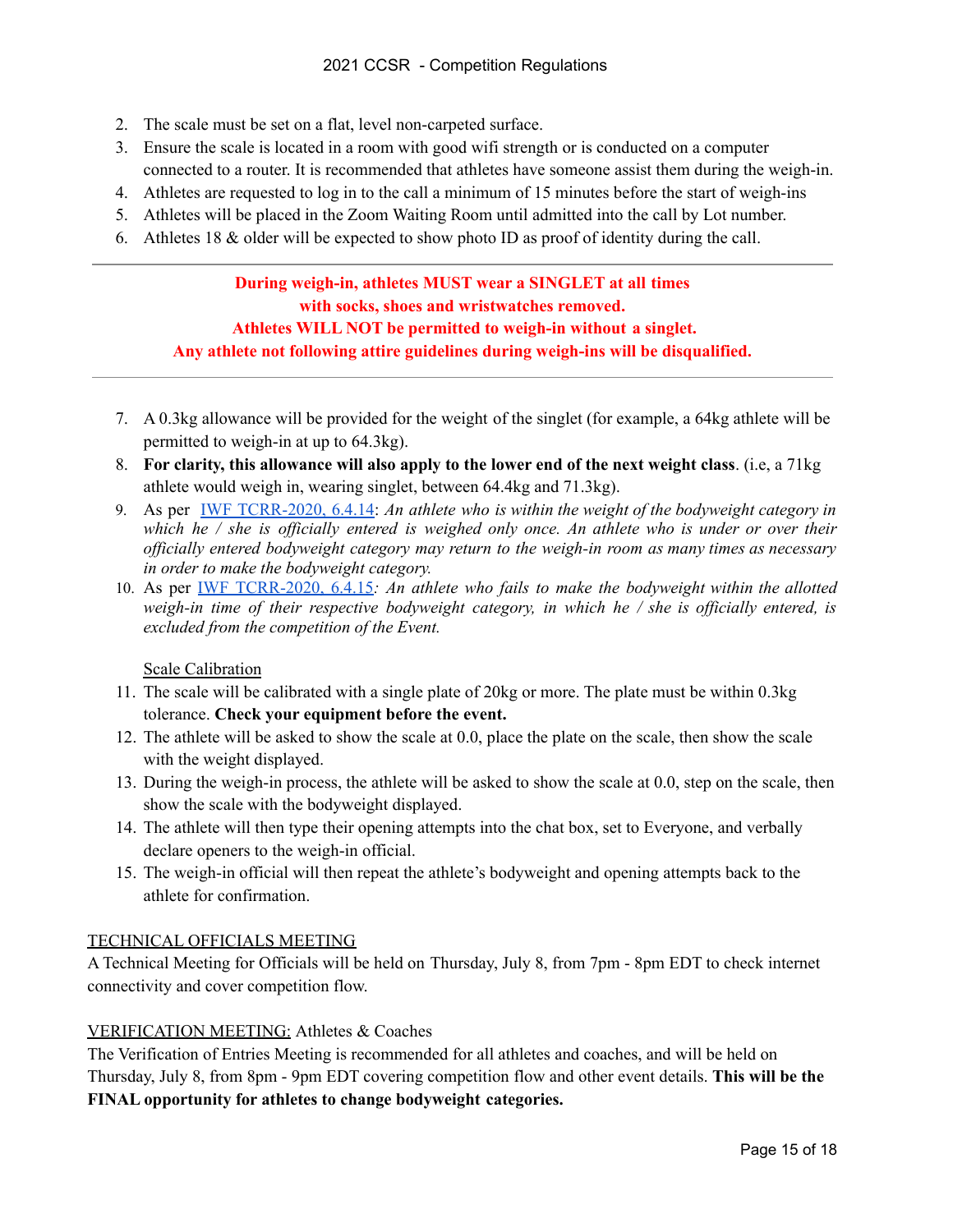2. The scale must be set on a flat, level non-carpeted surface.
3. Ensure the scale is located in a room with good wifi strength or is conducted on a computer connected to a router. It is recommended that athletes have someone assist them during the weigh-in.
4. Athletes are requested to log in to the call a minimum of 15 minutes before the start of weigh-ins
5. Athletes will be placed in the Zoom Waiting Room until admitted into the call by Lot number.
6. Athletes 18 & older will be expected to show photo ID as proof of identity during the call.

---

**During weigh-in, athletes MUST wear a SINGLET at all times with socks, shoes and wristwatches removed. Athletes WILL NOT be permitted to weigh-in without a singlet. Any athlete not following attire guidelines during weigh-ins will be disqualified.**

---

7. A 0.3kg allowance will be provided for the weight of the singlet (for example, a 64kg athlete will be permitted to weigh-in at up to 64.3kg).
8. **For clarity, this allowance will also apply to the lower end of the next weight class**. (i.e, a 71kg athlete would weigh in, wearing singlet, between 64.4kg and 71.3kg).
9. As per IWF TCRR-2020, 6.4.14: *An athlete who is within the weight of the bodyweight category in which he / she is officially entered is weighed only once. An athlete who is under or over their officially entered bodyweight category may return to the weigh-in room as many times as necessary in order to make the bodyweight category.*
10. As per IWF TCRR-2020, 6.4.15*: An athlete who fails to make the bodyweight within the allotted weigh-in time of their respective bodyweight category, in which he / she is officially entered, is excluded from the competition of the Event.*

Scale Calibration

11. The scale will be calibrated with a single plate of 20kg or more. The plate must be within 0.3kg tolerance. **Check your equipment before the event.**
12. The athlete will be asked to show the scale at 0.0, place the plate on the scale, then show the scale with the weight displayed.
13. During the weigh-in process, the athlete will be asked to show the scale at 0.0, step on the scale, then show the scale with the bodyweight displayed.
14. The athlete will then type their opening attempts into the chat box, set to Everyone, and verbally declare openers to the weigh-in official.
15. The weigh-in official will then repeat the athlete's bodyweight and opening attempts back to the athlete for confirmation.

TECHNICAL OFFICIALS MEETING

A Technical Meeting for Officials will be held on Thursday, July 8, from 7pm - 8pm EDT to check internet connectivity and cover competition flow.

VERIFICATION MEETING: Athletes & Coaches

The Verification of Entries Meeting is recommended for all athletes and coaches, and will be held on Thursday, July 8, from 8pm - 9pm EDT covering competition flow and other event details. **This will be the FINAL opportunity for athletes to change bodyweight categories.**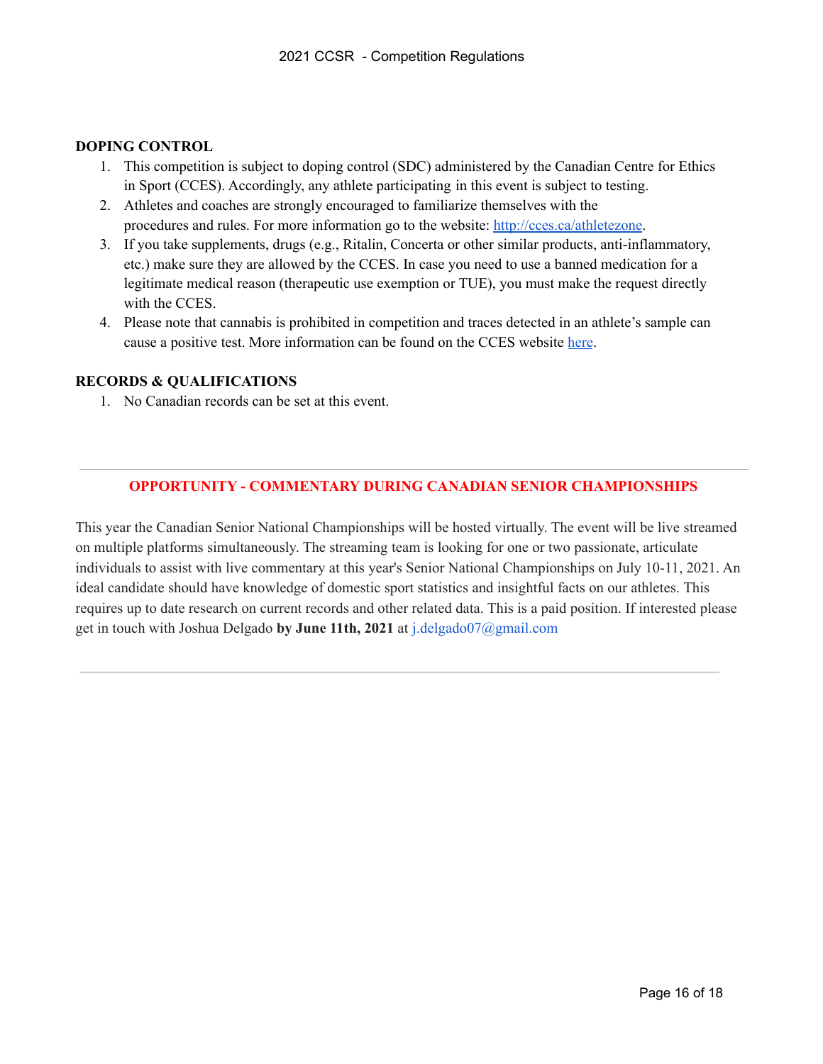## DOPING CONTROL

1. This competition is subject to doping control (SDC) administered by the Canadian Centre for Ethics in Sport (CCES). Accordingly, any athlete participating in this event is subject to testing.
2. Athletes and coaches are strongly encouraged to familiarize themselves with the procedures and rules. For more information go to the website: [http://cces.ca/athletezone](http://cces.ca/athletezone).
3. If you take supplements, drugs (e.g., Ritalin, Concerta or other similar products, anti-inflammatory, etc.) make sure they are allowed by the CCES. In case you need to use a banned medication for a legitimate medical reason (therapeutic use exemption or TUE), you must make the request directly with the CCES.
4. Please note that cannabis is prohibited in competition and traces detected in an athlete's sample can cause a positive test. More information can be found on the CCES website here.

## RECORDS & QUALIFICATIONS

1. No Canadian records can be set at this event.

---

### OPPORTUNITY - COMMENTARY DURING CANADIAN SENIOR CHAMPIONSHIPS

This year the Canadian Senior National Championships will be hosted virtually. The event will be live streamed on multiple platforms simultaneously. The streaming team is looking for one or two passionate, articulate individuals to assist with live commentary at this year's Senior National Championships on July 10-11, 2021. An ideal candidate should have knowledge of domestic sport statistics and insightful facts on our athletes. This requires up to date research on current records and other related data. This is a paid position. If interested please get in touch with Joshua Delgado **by June 11th, 2021** at j.delgado07@gmail.com

---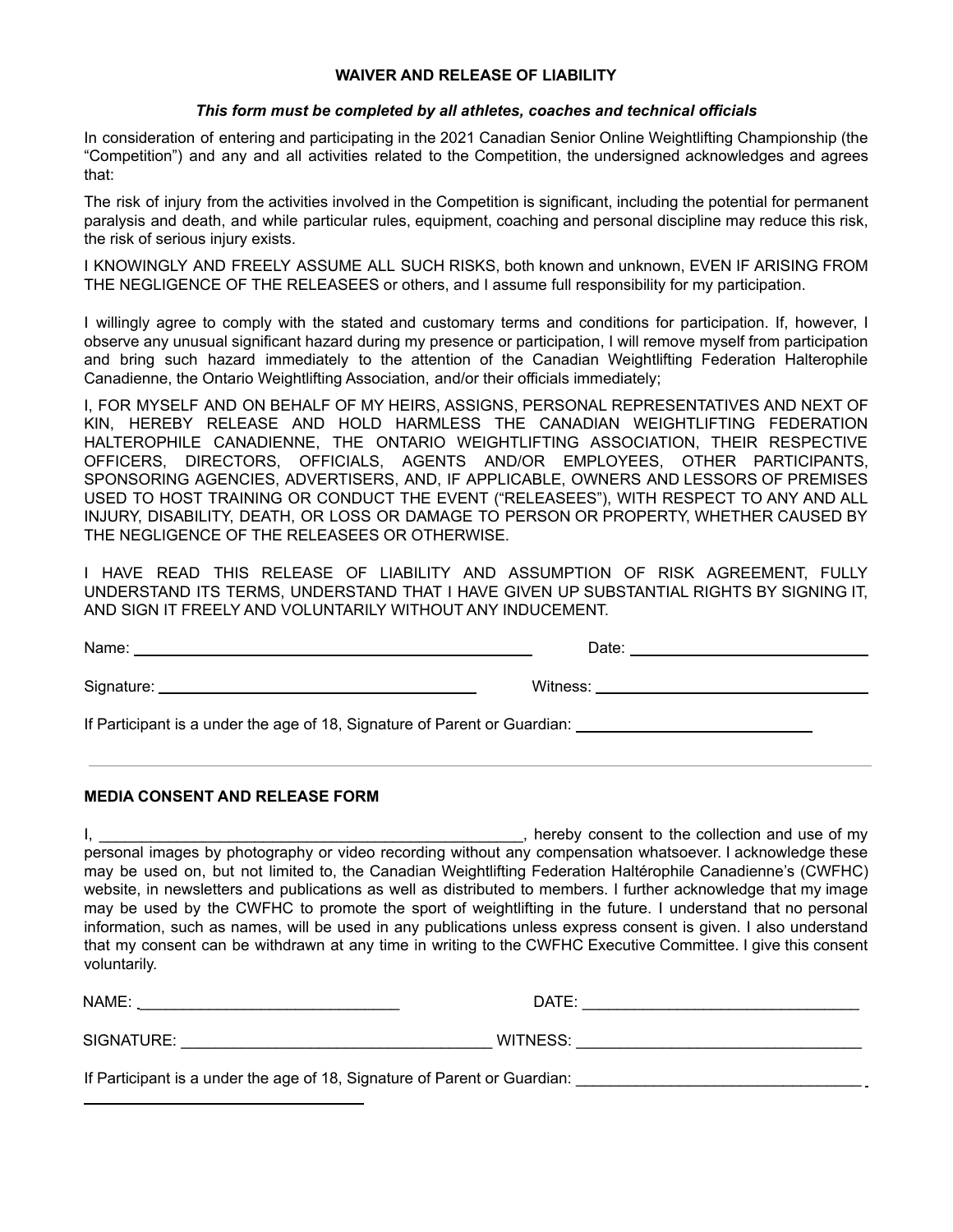**WAIVER AND RELEASE OF LIABILITY**

***This form must be completed by all athletes, coaches and technical officials***

In consideration of entering and participating in the 2021 Canadian Senior Online Weightlifting Championship (the "Competition") and any and all activities related to the Competition, the undersigned acknowledges and agrees that:

The risk of injury from the activities involved in the Competition is significant, including the potential for permanent paralysis and death, and while particular rules, equipment, coaching and personal discipline may reduce this risk, the risk of serious injury exists.

I KNOWINGLY AND FREELY ASSUME ALL SUCH RISKS, both known and unknown, EVEN IF ARISING FROM THE NEGLIGENCE OF THE RELEASEES or others, and I assume full responsibility for my participation.

I willingly agree to comply with the stated and customary terms and conditions for participation. If, however, I observe any unusual significant hazard during my presence or participation, I will remove myself from participation and bring such hazard immediately to the attention of the Canadian Weightlifting Federation Halterophile Canadienne, the Ontario Weightlifting Association, and/or their officials immediately;

I, FOR MYSELF AND ON BEHALF OF MY HEIRS, ASSIGNS, PERSONAL REPRESENTATIVES AND NEXT OF KIN, HEREBY RELEASE AND HOLD HARMLESS THE CANADIAN WEIGHTLIFTING FEDERATION HALTEROPHILE CANADIENNE, THE ONTARIO WEIGHTLIFTING ASSOCIATION, THEIR RESPECTIVE OFFICERS, DIRECTORS, OFFICIALS, AGENTS AND/OR EMPLOYEES, OTHER PARTICIPANTS, SPONSORING AGENCIES, ADVERTISERS, AND, IF APPLICABLE, OWNERS AND LESSORS OF PREMISES USED TO HOST TRAINING OR CONDUCT THE EVENT ("RELEASEES"), WITH RESPECT TO ANY AND ALL INJURY, DISABILITY, DEATH, OR LOSS OR DAMAGE TO PERSON OR PROPERTY, WHETHER CAUSED BY THE NEGLIGENCE OF THE RELEASEES OR OTHERWISE.

I HAVE READ THIS RELEASE OF LIABILITY AND ASSUMPTION OF RISK AGREEMENT, FULLY UNDERSTAND ITS TERMS, UNDERSTAND THAT I HAVE GIVEN UP SUBSTANTIAL RIGHTS BY SIGNING IT, AND SIGN IT FREELY AND VOLUNTARILY WITHOUT ANY INDUCEMENT.

Name: ______________________________ Date: ______________________________

Signature: ______________________________ Witness: ______________________________

If Participant is a under the age of 18, Signature of Parent or Guardian: ______________________________

---

**MEDIA CONSENT AND RELEASE FORM**

I, ______________________________________________, hereby consent to the collection and use of my personal images by photography or video recording without any compensation whatsoever. I acknowledge these may be used on, but not limited to, the Canadian Weightlifting Federation Haltérophile Canadienne's (CWFHC) website, in newsletters and publications as well as distributed to members. I further acknowledge that my image may be used by the CWFHC to promote the sport of weightlifting in the future. I understand that no personal information, such as names, will be used in any publications unless express consent is given. I also understand that my consent can be withdrawn at any time in writing to the CWFHC Executive Committee. I give this consent voluntarily.

NAME: ______________________________ DATE: ______________________________

SIGNATURE: ______________________________ WITNESS: ______________________________

If Participant is a under the age of 18, Signature of Parent or Guardian: ______________________________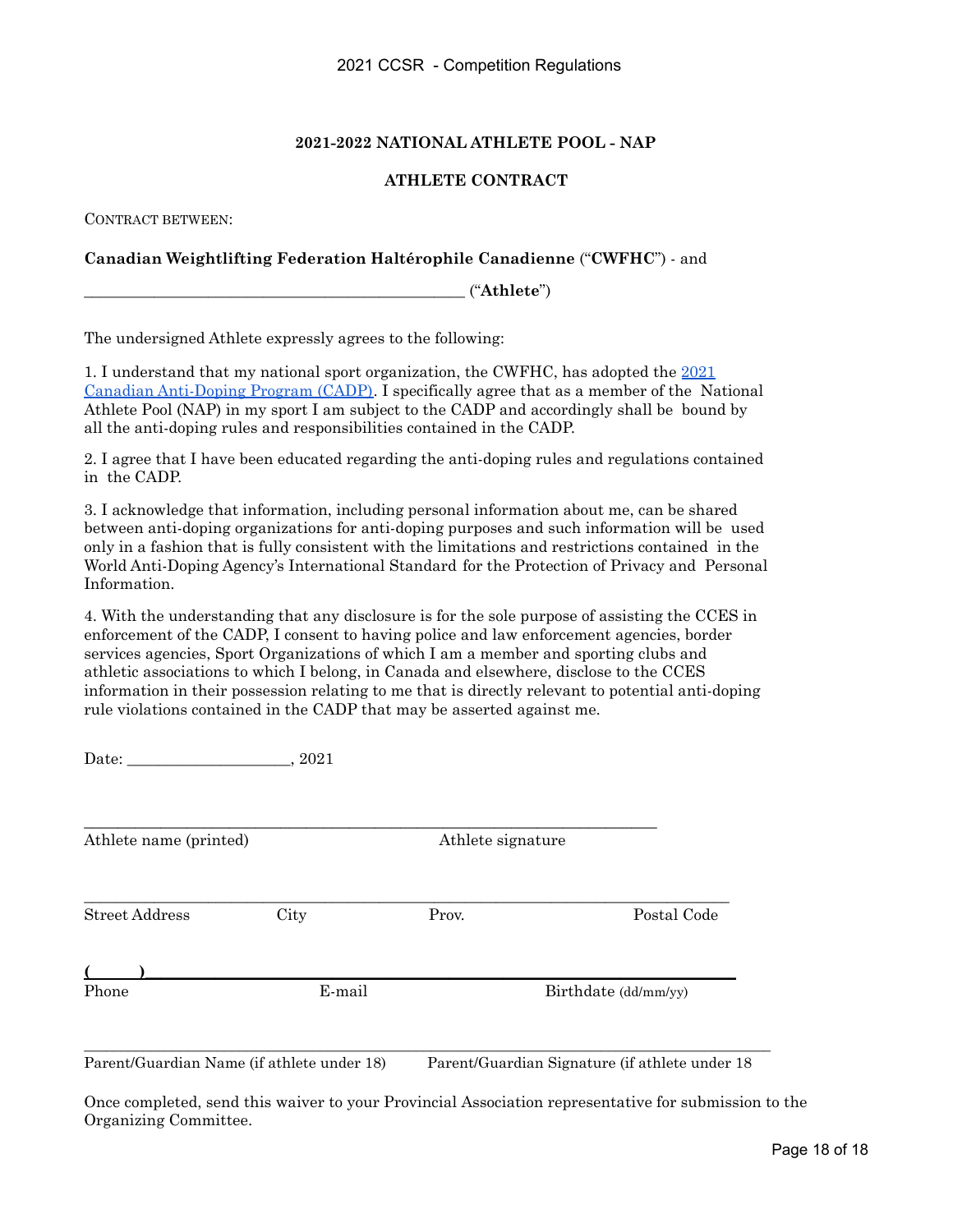**2021-2022 NATIONAL ATHLETE POOL - NAP**

**ATHLETE CONTRACT**

CONTRACT BETWEEN:

**Canadian Weightlifting Federation Haltérophile Canadienne** ("**CWFHC**") - and

______________________________________________ ("**Athlete**")

The undersigned Athlete expressly agrees to the following:

1. I understand that my national sport organization, the CWFHC, has adopted the [2021 Canadian Anti-Doping Program (CADP)](). I specifically agree that as a member of the National Athlete Pool (NAP) in my sport I am subject to the CADP and accordingly shall be bound by all the anti-doping rules and responsibilities contained in the CADP.

2. I agree that I have been educated regarding the anti-doping rules and regulations contained in the CADP.

3. I acknowledge that information, including personal information about me, can be shared between anti-doping organizations for anti-doping purposes and such information will be used only in a fashion that is fully consistent with the limitations and restrictions contained in the World Anti-Doping Agency's International Standard for the Protection of Privacy and Personal Information.

4. With the understanding that any disclosure is for the sole purpose of assisting the CCES in enforcement of the CADP, I consent to having police and law enforcement agencies, border services agencies, Sport Organizations of which I am a member and sporting clubs and athletic associations to which I belong, in Canada and elsewhere, disclose to the CCES information in their possession relating to me that is directly relevant to potential anti-doping rule violations contained in the CADP that may be asserted against me.

Date: ____________________, 2021

______________________________________________________________________

Athlete name (printed) Athlete signature

______________________________________________________________________

Street Address City Prov. Postal Code

(______)______________________________________________________________

Phone E-mail Birthdate (dd/mm/yy)

______________________________________________________________________

Parent/Guardian Name (if athlete under 18) Parent/Guardian Signature (if athlete under 18

Once completed, send this waiver to your Provincial Association representative for submission to the Organizing Committee.